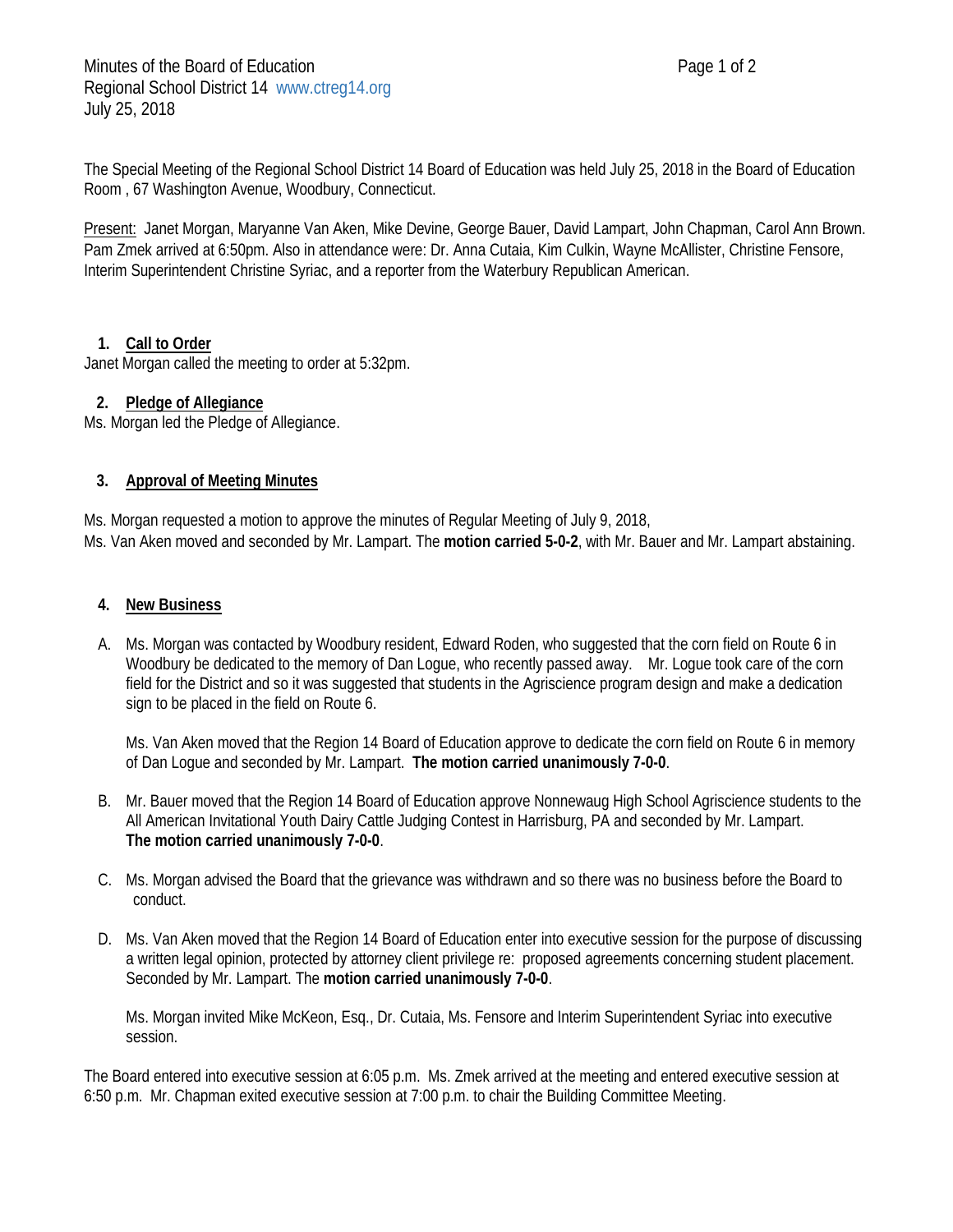Minutes of the Board of Education
Regional School District 14 www.ctreg14.org
July 25, 2018

The Special Meeting of the Regional School District 14 Board of Education was held July 25, 2018 in the Board of Education Room , 67 Washington Avenue, Woodbury, Connecticut.

Present: Janet Morgan, Maryanne Van Aken, Mike Devine, George Bauer, David Lampart, John Chapman, Carol Ann Brown. Pam Zmek arrived at 6:50pm. Also in attendance were: Dr. Anna Cutaia, Kim Culkin, Wayne McAllister, Christine Fensore, Interim Superintendent Christine Syriac, and a reporter from the Waterbury Republican American.

1. **Call to Order**

Janet Morgan called the meeting to order at 5:32pm.

2. **Pledge of Allegiance**

Ms. Morgan led the Pledge of Allegiance.

3. **Approval of Meeting Minutes**

Ms. Morgan requested a motion to approve the minutes of Regular Meeting of July 9, 2018,
Ms. Van Aken moved and seconded by Mr. Lampart. The **motion carried 5-0-2**, with Mr. Bauer and Mr. Lampart abstaining.

4. **New Business**

A. Ms. Morgan was contacted by Woodbury resident, Edward Roden, who suggested that the corn field on Route 6 in Woodbury be dedicated to the memory of Dan Logue, who recently passed away. Mr. Logue took care of the corn field for the District and so it was suggested that students in the Agriscience program design and make a dedication sign to be placed in the field on Route 6.

   Ms. Van Aken moved that the Region 14 Board of Education approve to dedicate the corn field on Route 6 in memory of Dan Logue and seconded by Mr. Lampart. **The motion carried unanimously 7-0-0**.

B. Mr. Bauer moved that the Region 14 Board of Education approve Nonnewaug High School Agriscience students to the All American Invitational Youth Dairy Cattle Judging Contest in Harrisburg, PA and seconded by Mr. Lampart. **The motion carried unanimously 7-0-0**.

C. Ms. Morgan advised the Board that the grievance was withdrawn and so there was no business before the Board to conduct.

D. Ms. Van Aken moved that the Region 14 Board of Education enter into executive session for the purpose of discussing a written legal opinion, protected by attorney client privilege re: proposed agreements concerning student placement. Seconded by Mr. Lampart. The **motion carried unanimously 7-0-0**.

   Ms. Morgan invited Mike McKeon, Esq., Dr. Cutaia, Ms. Fensore and Interim Superintendent Syriac into executive session.

The Board entered into executive session at 6:05 p.m. Ms. Zmek arrived at the meeting and entered executive session at 6:50 p.m. Mr. Chapman exited executive session at 7:00 p.m. to chair the Building Committee Meeting.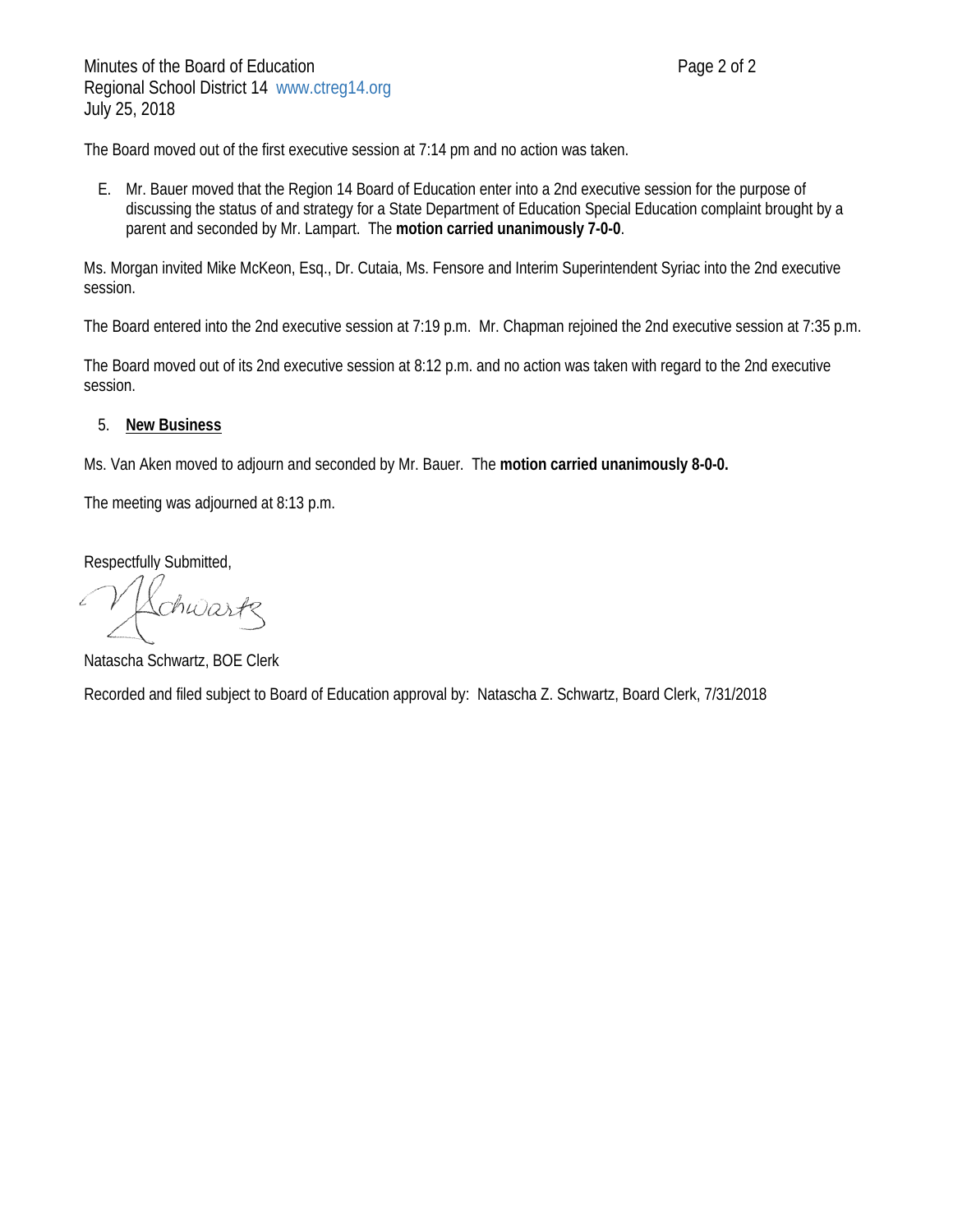The Board moved out of the first executive session at 7:14 pm and no action was taken.

E. Mr. Bauer moved that the Region 14 Board of Education enter into a 2nd executive session for the purpose of discussing the status of and strategy for a State Department of Education Special Education complaint brought by a parent and seconded by Mr. Lampart. The **motion carried unanimously 7-0-0**.

Ms. Morgan invited Mike McKeon, Esq., Dr. Cutaia, Ms. Fensore and Interim Superintendent Syriac into the 2nd executive session.

The Board entered into the 2nd executive session at 7:19 p.m. Mr. Chapman rejoined the 2nd executive session at 7:35 p.m.

The Board moved out of its 2nd executive session at 8:12 p.m. and no action was taken with regard to the 2nd executive session.

5. **New Business**

Ms. Van Aken moved to adjourn and seconded by Mr. Bauer. The **motion carried unanimously 8-0-0.**

The meeting was adjourned at 8:13 p.m.

Respectfully Submitted,

Natascha Schwartz, BOE Clerk

Recorded and filed subject to Board of Education approval by: Natascha Z. Schwartz, Board Clerk, 7/31/2018